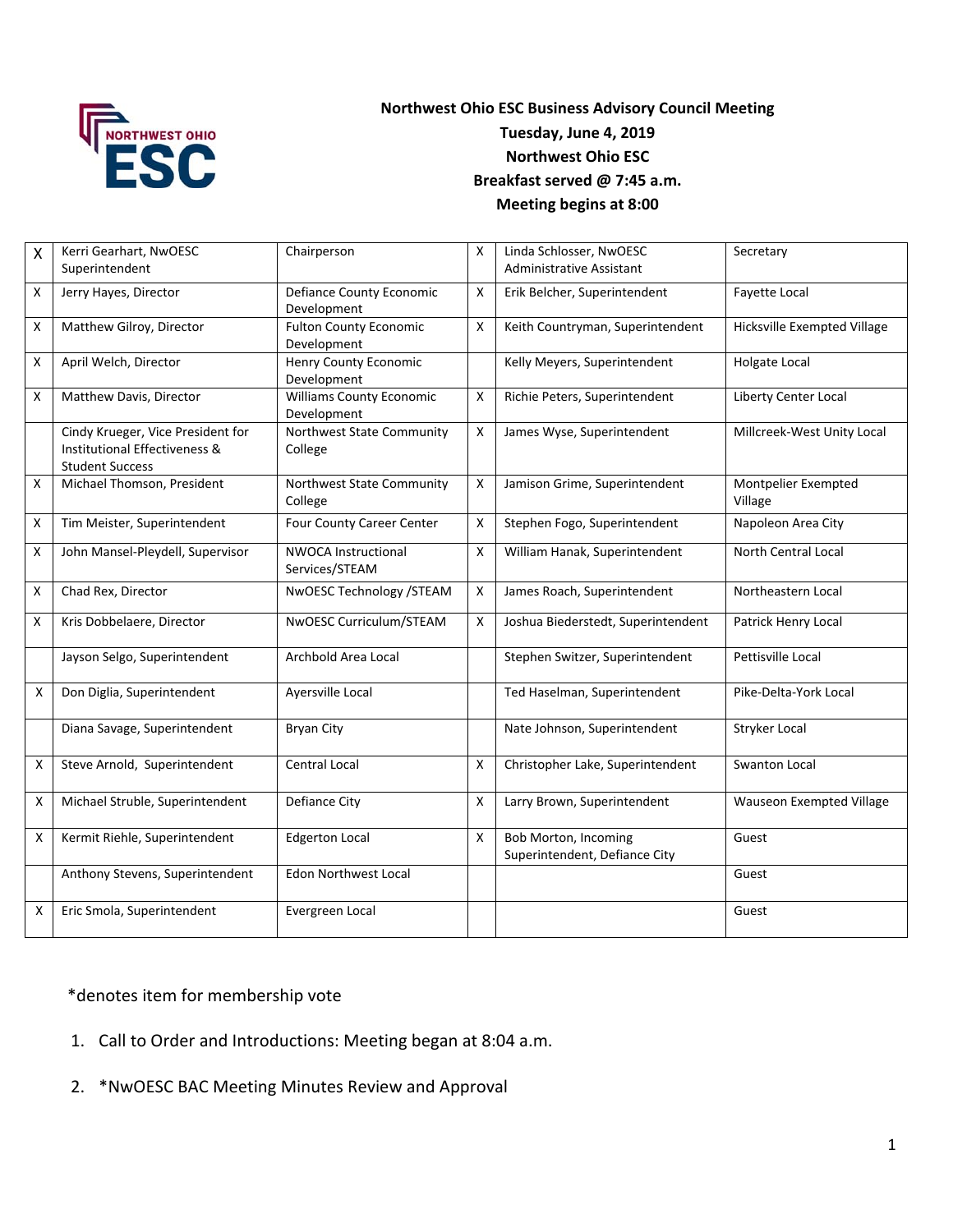# Northwest Ohio ESC Business Advisory Council Meeting

**Tuesday, June 4, 2019**
**Northwest Ohio ESC**
**Breakfast served @ 7:45 a.m.**
**Meeting begins at 8:00**

| | | | | | |
|---|---|---|---|---|---|
| X | Kerri Gearhart, NwOESC Superintendent | Chairperson | X | Linda Schlosser, NwOESC Administrative Assistant | Secretary |
| X | Jerry Hayes, Director | Defiance County Economic Development | X | Erik Belcher, Superintendent | Fayette Local |
| X | Matthew Gilroy, Director | Fulton County Economic Development | X | Keith Countryman, Superintendent | Hicksville Exempted Village |
| X | April Welch, Director | Henry County Economic Development | | Kelly Meyers, Superintendent | Holgate Local |
| X | Matthew Davis, Director | Williams County Economic Development | X | Richie Peters, Superintendent | Liberty Center Local |
| | Cindy Krueger, Vice President for Institutional Effectiveness & Student Success | Northwest State Community College | X | James Wyse, Superintendent | Millcreek-West Unity Local |
| X | Michael Thomson, President | Northwest State Community College | X | Jamison Grime, Superintendent | Montpelier Exempted Village |
| X | Tim Meister, Superintendent | Four County Career Center | X | Stephen Fogo, Superintendent | Napoleon Area City |
| X | John Mansel-Pleydell, Supervisor | NWOCA Instructional Services/STEAM | X | William Hanak, Superintendent | North Central Local |
| X | Chad Rex, Director | NwOESC Technology /STEAM | X | James Roach, Superintendent | Northeastern Local |
| X | Kris Dobbelaere, Director | NwOESC Curriculum/STEAM | X | Joshua Biederstedt, Superintendent | Patrick Henry Local |
| | Jayson Selgo, Superintendent | Archbold Area Local | | Stephen Switzer, Superintendent | Pettisville Local |
| X | Don Diglia, Superintendent | Ayersville Local | | Ted Haselman, Superintendent | Pike-Delta-York Local |
| | Diana Savage, Superintendent | Bryan City | | Nate Johnson, Superintendent | Stryker Local |
| X | Steve Arnold, Superintendent | Central Local | X | Christopher Lake, Superintendent | Swanton Local |
| X | Michael Struble, Superintendent | Defiance City | X | Larry Brown, Superintendent | Wauseon Exempted Village |
| X | Kermit Riehle, Superintendent | Edgerton Local | X | Bob Morton, Incoming Superintendent, Defiance City | Guest |
| | Anthony Stevens, Superintendent | Edon Northwest Local | | | Guest |
| X | Eric Smola, Superintendent | Evergreen Local | | | Guest |

*denotes item for membership vote

1. Call to Order and Introductions: Meeting began at 8:04 a.m.
2. *NwOESC BAC Meeting Minutes Review and Approval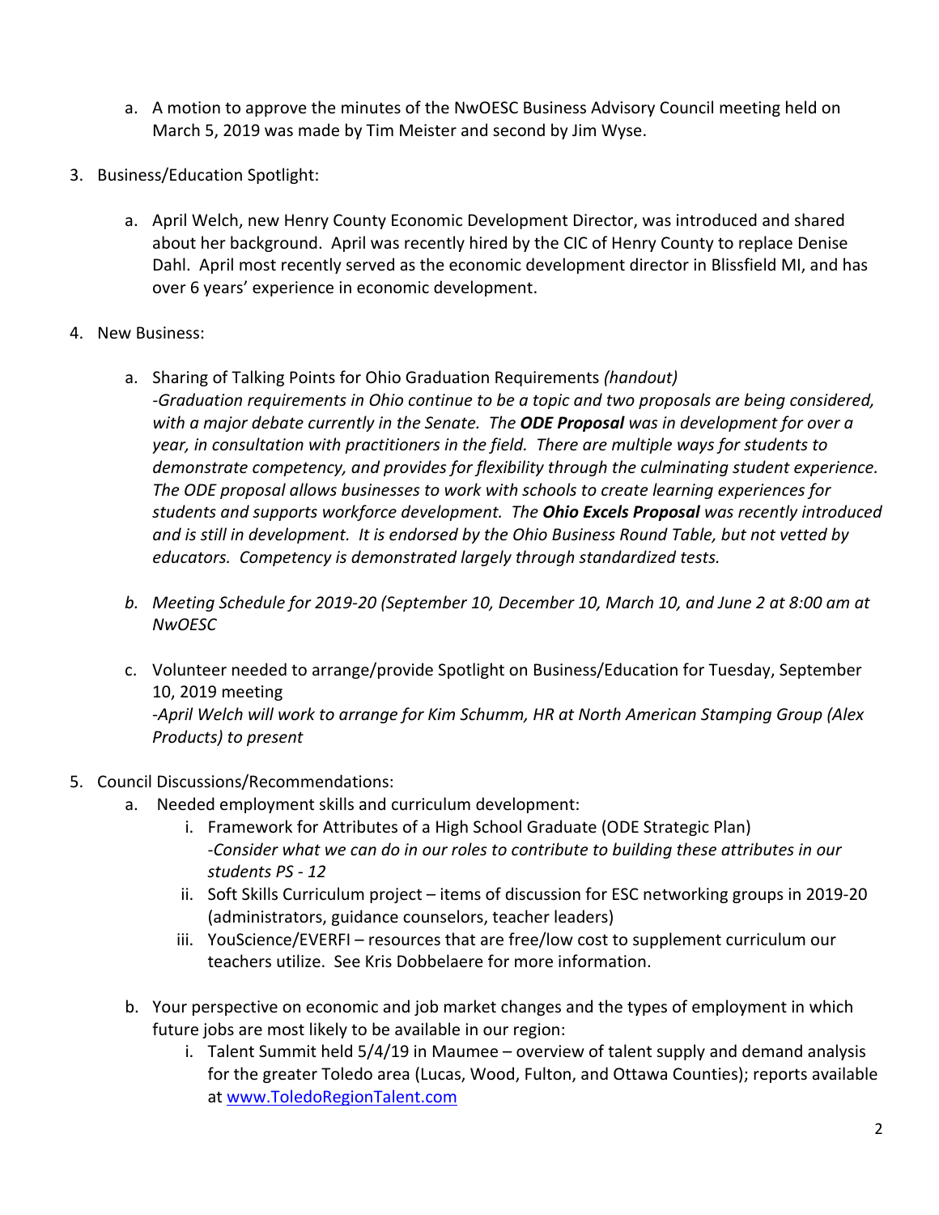a. A motion to approve the minutes of the NwOESC Business Advisory Council meeting held on March 5, 2019 was made by Tim Meister and second by Jim Wyse.

3. Business/Education Spotlight:

    a. April Welch, new Henry County Economic Development Director, was introduced and shared about her background. April was recently hired by the CIC of Henry County to replace Denise Dahl. April most recently served as the economic development director in Blissfield MI, and has over 6 years' experience in economic development.

4. New Business:

    a. Sharing of Talking Points for Ohio Graduation Requirements *(handout)*
    *-Graduation requirements in Ohio continue to be a topic and two proposals are being considered, with a major debate currently in the Senate. The **ODE Proposal** was in development for over a year, in consultation with practitioners in the field. There are multiple ways for students to demonstrate competency, and provides for flexibility through the culminating student experience. The ODE proposal allows businesses to work with schools to create learning experiences for students and supports workforce development. The **Ohio Excels Proposal** was recently introduced and is still in development. It is endorsed by the Ohio Business Round Table, but not vetted by educators. Competency is demonstrated largely through standardized tests.*

    *b. Meeting Schedule for 2019-20 (September 10, December 10, March 10, and June 2 at 8:00 am at NwOESC*

    c. Volunteer needed to arrange/provide Spotlight on Business/Education for Tuesday, September 10, 2019 meeting
    *-April Welch will work to arrange for Kim Schumm, HR at North American Stamping Group (Alex Products) to present*

5. Council Discussions/Recommendations:
    a. Needed employment skills and curriculum development:
        i. Framework for Attributes of a High School Graduate (ODE Strategic Plan)
        *-Consider what we can do in our roles to contribute to building these attributes in our students PS - 12*
        ii. Soft Skills Curriculum project – items of discussion for ESC networking groups in 2019-20 (administrators, guidance counselors, teacher leaders)
        iii. YouScience/EVERFI – resources that are free/low cost to supplement curriculum our teachers utilize. See Kris Dobbelaere for more information.

    b. Your perspective on economic and job market changes and the types of employment in which future jobs are most likely to be available in our region:
        i. Talent Summit held 5/4/19 in Maumee – overview of talent supply and demand analysis for the greater Toledo area (Lucas, Wood, Fulton, and Ottawa Counties); reports available at [www.ToledoRegionTalent.com](http://www.ToledoRegionTalent.com)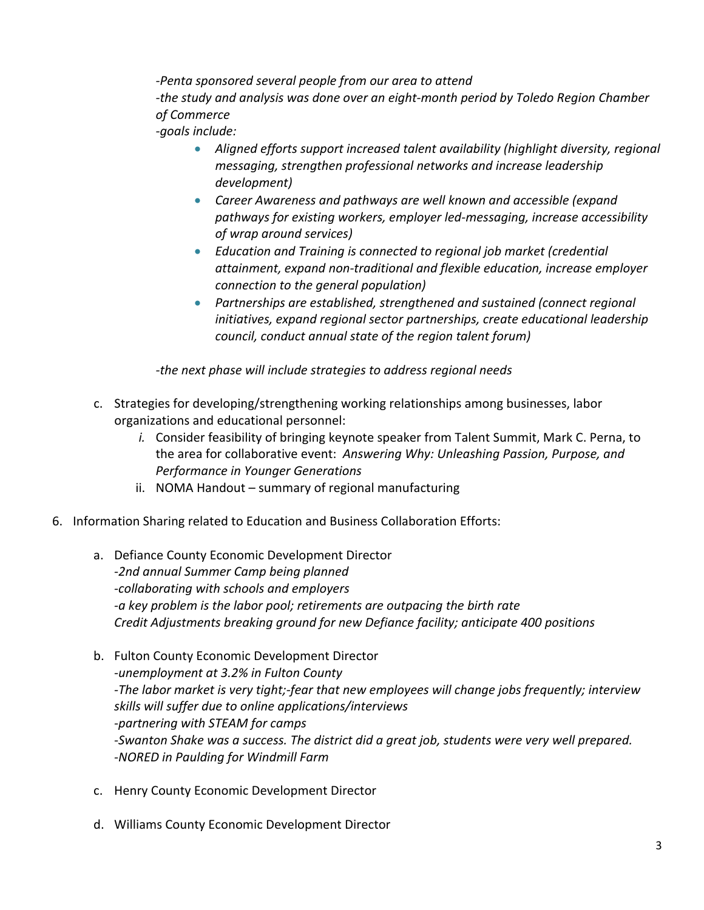*-Penta sponsored several people from our area to attend*
*-the study and analysis was done over an eight-month period by Toledo Region Chamber of Commerce*
*-goals include:*

- *Aligned efforts support increased talent availability (highlight diversity, regional messaging, strengthen professional networks and increase leadership development)*
- *Career Awareness and pathways are well known and accessible (expand pathways for existing workers, employer led-messaging, increase accessibility of wrap around services)*
- *Education and Training is connected to regional job market (credential attainment, expand non-traditional and flexible education, increase employer connection to the general population)*
- *Partnerships are established, strengthened and sustained (connect regional initiatives, expand regional sector partnerships, create educational leadership council, conduct annual state of the region talent forum)*

*-the next phase will include strategies to address regional needs*

c. Strategies for developing/strengthening working relationships among businesses, labor organizations and educational personnel:
   *i.* Consider feasibility of bringing keynote speaker from Talent Summit, Mark C. Perna, to the area for collaborative event: *Answering Why: Unleashing Passion, Purpose, and Performance in Younger Generations*
   ii. NOMA Handout – summary of regional manufacturing

6. Information Sharing related to Education and Business Collaboration Efforts:

   a. Defiance County Economic Development Director
   -*2nd annual Summer Camp being planned*
   -*collaborating with schools and employers*
   -*a key problem is the labor pool; retirements are outpacing the birth rate*
   *Credit Adjustments breaking ground for new Defiance facility; anticipate 400 positions*

   b. Fulton County Economic Development Director
   -*unemployment at 3.2% in Fulton County*
   -*The labor market is very tight;-fear that new employees will change jobs frequently; interview skills will suffer due to online applications/interviews*
   -*partnering with STEAM for camps*
   -*Swanton Shake was a success. The district did a great job, students were very well prepared.*
   -*NORED in Paulding for Windmill Farm*

   c. Henry County Economic Development Director

   d. Williams County Economic Development Director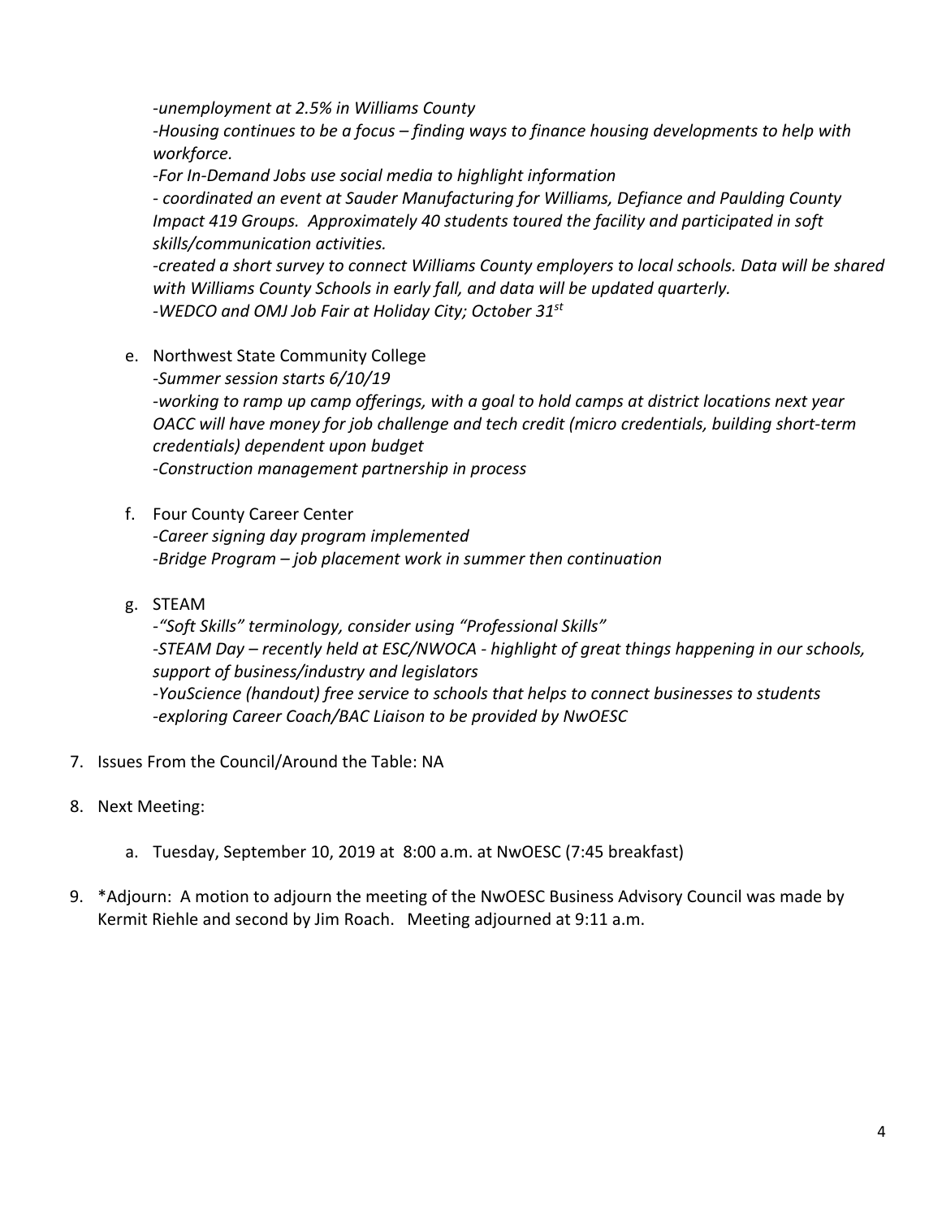*-unemployment at 2.5% in Williams County*
*-Housing continues to be a focus – finding ways to finance housing developments to help with workforce.*
*-For In-Demand Jobs use social media to highlight information*
*- coordinated an event at Sauder Manufacturing for Williams, Defiance and Paulding County Impact 419 Groups. Approximately 40 students toured the facility and participated in soft skills/communication activities.*
*-created a short survey to connect Williams County employers to local schools. Data will be shared with Williams County Schools in early fall, and data will be updated quarterly.*
*-WEDCO and OMJ Job Fair at Holiday City; October 31st*

e. Northwest State Community College
*-Summer session starts 6/10/19*
*-working to ramp up camp offerings, with a goal to hold camps at district locations next year OACC will have money for job challenge and tech credit (micro credentials, building short-term credentials) dependent upon budget*
*-Construction management partnership in process*

f. Four County Career Center
*-Career signing day program implemented*
*-Bridge Program – job placement work in summer then continuation*

g. STEAM
*-"Soft Skills" terminology, consider using "Professional Skills"*
*-STEAM Day – recently held at ESC/NWOCA - highlight of great things happening in our schools, support of business/industry and legislators*
*-YouScience (handout) free service to schools that helps to connect businesses to students*
*-exploring Career Coach/BAC Liaison to be provided by NwOESC*

7. Issues From the Council/Around the Table: NA

8. Next Meeting:

    a. Tuesday, September 10, 2019 at 8:00 a.m. at NwOESC (7:45 breakfast)

9. *Adjourn: A motion to adjourn the meeting of the NwOESC Business Advisory Council was made by Kermit Riehle and second by Jim Roach. Meeting adjourned at 9:11 a.m.